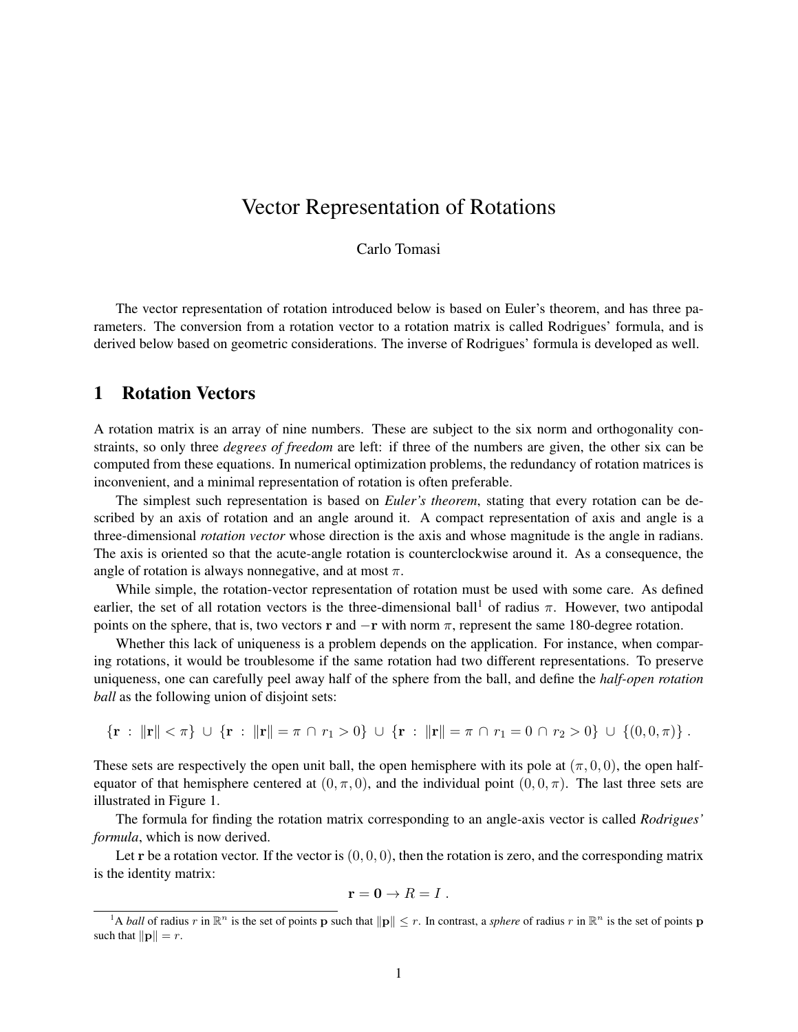# Vector Representation of Rotations

Carlo Tomasi

The vector representation of rotation introduced below is based on Euler's theorem, and has three parameters. The conversion from a rotation vector to a rotation matrix is called Rodrigues' formula, and is derived below based on geometric considerations. The inverse of Rodrigues' formula is developed as well.

## 1 Rotation Vectors

A rotation matrix is an array of nine numbers. These are subject to the six norm and orthogonality constraints, so only three *degrees of freedom* are left: if three of the numbers are given, the other six can be computed from these equations. In numerical optimization problems, the redundancy of rotation matrices is inconvenient, and a minimal representation of rotation is often preferable.

The simplest such representation is based on *Euler's theorem*, stating that every rotation can be described by an axis of rotation and an angle around it. A compact representation of axis and angle is a three-dimensional *rotation vector* whose direction is the axis and whose magnitude is the angle in radians. The axis is oriented so that the acute-angle rotation is counterclockwise around it. As a consequence, the angle of rotation is always nonnegative, and at most $\pi$.

While simple, the rotation-vector representation of rotation must be used with some care. As defined earlier, the set of all rotation vectors is the three-dimensional ball[1] of radius $\pi$. However, two antipodal points on the sphere, that is, two vectors $\mathbf{r}$ and $-\mathbf{r}$ with norm $\pi$, represent the same 180-degree rotation.

Whether this lack of uniqueness is a problem depends on the application. For instance, when comparing rotations, it would be troublesome if the same rotation had two different representations. To preserve uniqueness, one can carefully peel away half of the sphere from the ball, and define the *half-open rotation ball* as the following union of disjoint sets:

$$\{\mathbf{r} \;:\; \|\mathbf{r}\| < \pi\} \;\cup\; \{\mathbf{r} \;:\; \|\mathbf{r}\| = \pi \,\cap\, r_1 > 0\} \;\cup\; \{\mathbf{r} \;:\; \|\mathbf{r}\| = \pi \,\cap\, r_1 = 0 \,\cap\, r_2 > 0\} \;\cup\; \{(0, 0, \pi)\}\;.$$

These sets are respectively the open unit ball, the open hemisphere with its pole at $(\pi, 0, 0)$, the open half-equator of that hemisphere centered at $(0, \pi, 0)$, and the individual point $(0, 0, \pi)$. The last three sets are illustrated in Figure 1.

The formula for finding the rotation matrix corresponding to an angle-axis vector is called *Rodrigues' formula*, which is now derived.

Let $\mathbf{r}$ be a rotation vector. If the vector is $(0, 0, 0)$, then the rotation is zero, and the corresponding matrix is the identity matrix:

$$\mathbf{r} = \mathbf{0} \rightarrow R = I\;.$$

[1] A *ball* of radius $r$ in $\mathbb{R}^n$ is the set of points $\mathbf{p}$ such that $\|\mathbf{p}\| \leq r$. In contrast, a *sphere* of radius $r$ in $\mathbb{R}^n$ is the set of points $\mathbf{p}$ such that $\|\mathbf{p}\| = r$.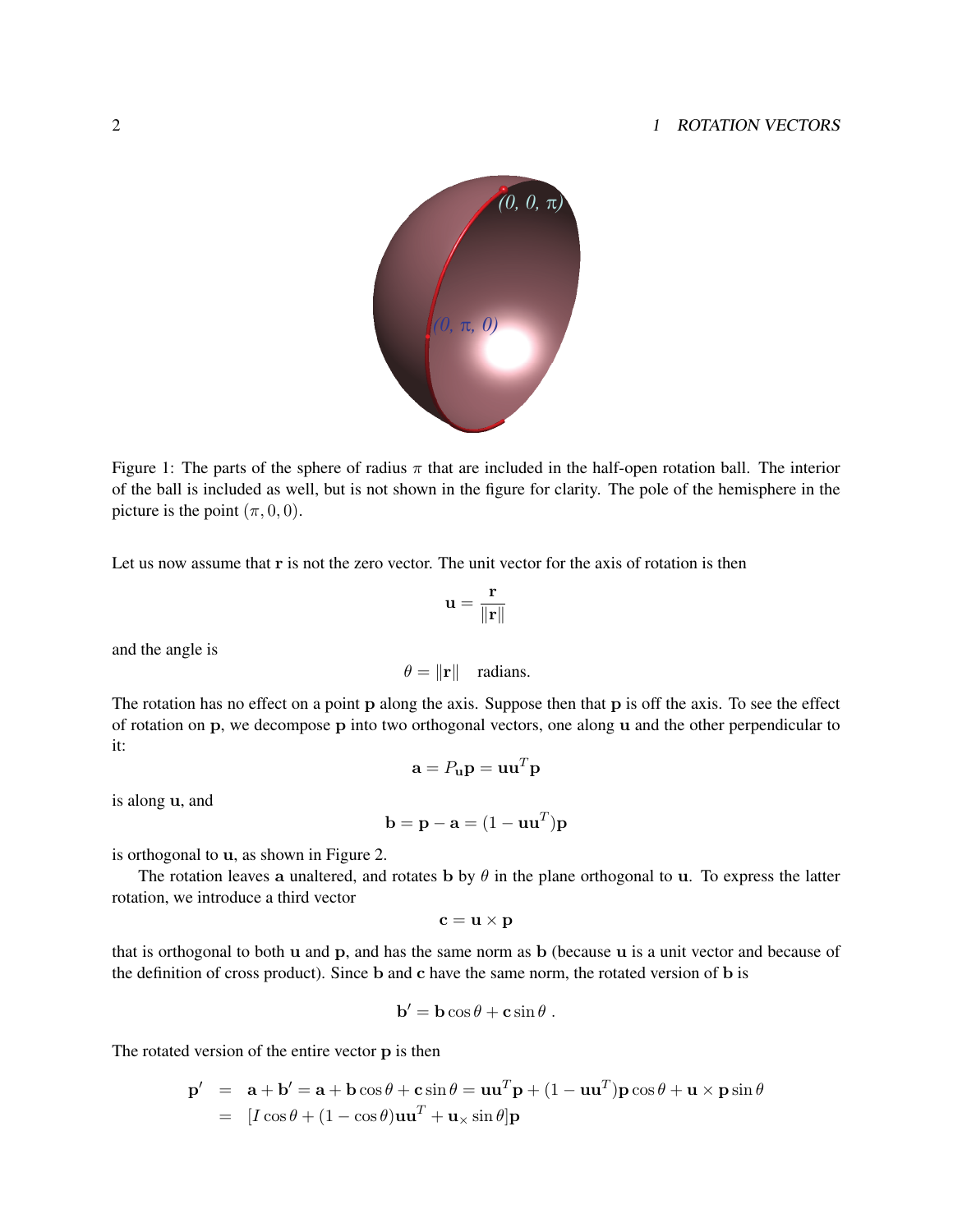Figure 1: The parts of the sphere of radius $\pi$ that are included in the half-open rotation ball. The interior of the ball is included as well, but is not shown in the figure for clarity. The pole of the hemisphere in the picture is the point $(\pi, 0, 0)$.

Let us now assume that $\mathbf{r}$ is not the zero vector. The unit vector for the axis of rotation is then

$$\mathbf{u} = \frac{\mathbf{r}}{\|\mathbf{r}\|}$$

and the angle is

$$\theta = \|\mathbf{r}\| \quad \text{radians.}$$

The rotation has no effect on a point $\mathbf{p}$ along the axis. Suppose then that $\mathbf{p}$ is off the axis. To see the effect of rotation on $\mathbf{p}$, we decompose $\mathbf{p}$ into two orthogonal vectors, one along $\mathbf{u}$ and the other perpendicular to it:

$$\mathbf{a} = P_{\mathbf{u}}\mathbf{p} = \mathbf{u}\mathbf{u}^T\mathbf{p}$$

is along $\mathbf{u}$, and

$$\mathbf{b} = \mathbf{p} - \mathbf{a} = (1 - \mathbf{u}\mathbf{u}^T)\mathbf{p}$$

is orthogonal to $\mathbf{u}$, as shown in Figure 2.

The rotation leaves $\mathbf{a}$ unaltered, and rotates $\mathbf{b}$ by $\theta$ in the plane orthogonal to $\mathbf{u}$. To express the latter rotation, we introduce a third vector

$$\mathbf{c} = \mathbf{u} \times \mathbf{p}$$

that is orthogonal to both $\mathbf{u}$ and $\mathbf{p}$, and has the same norm as $\mathbf{b}$ (because $\mathbf{u}$ is a unit vector and because of the definition of cross product). Since $\mathbf{b}$ and $\mathbf{c}$ have the same norm, the rotated version of $\mathbf{b}$ is

$$\mathbf{b}' = \mathbf{b}\cos\theta + \mathbf{c}\sin\theta \ .$$

The rotated version of the entire vector $\mathbf{p}$ is then

$$\begin{aligned}
\mathbf{p}' &= \mathbf{a} + \mathbf{b}' = \mathbf{a} + \mathbf{b}\cos\theta + \mathbf{c}\sin\theta = \mathbf{u}\mathbf{u}^T\mathbf{p} + (1 - \mathbf{u}\mathbf{u}^T)\mathbf{p}\cos\theta + \mathbf{u} \times \mathbf{p}\sin\theta \\
&= [I\cos\theta + (1 - \cos\theta)\mathbf{u}\mathbf{u}^T + \mathbf{u}_\times \sin\theta]\mathbf{p}
\end{aligned}$$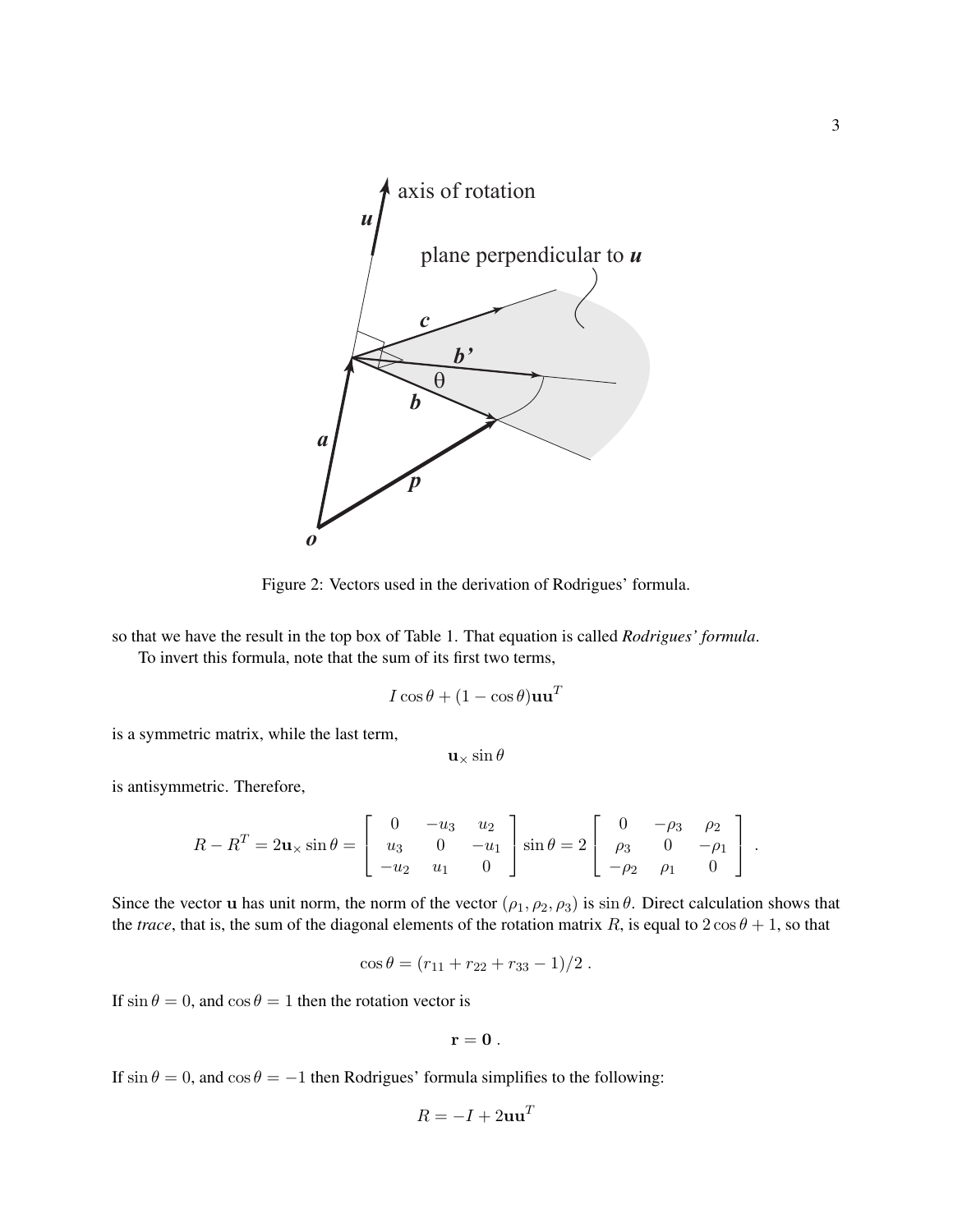Figure 2: Vectors used in the derivation of Rodrigues' formula.

so that we have the result in the top box of Table 1. That equation is called *Rodrigues' formula*.

To invert this formula, note that the sum of its first two terms,

$$I \cos\theta + (1 - \cos\theta)\mathbf{u}\mathbf{u}^T$$

is a symmetric matrix, while the last term,

$$\mathbf{u}_\times \sin\theta$$

is antisymmetric. Therefore,

$$R - R^T = 2\mathbf{u}_\times \sin\theta = \begin{bmatrix} 0 & -u_3 & u_2 \\ u_3 & 0 & -u_1 \\ -u_2 & u_1 & 0 \end{bmatrix} \sin\theta = 2 \begin{bmatrix} 0 & -\rho_3 & \rho_2 \\ \rho_3 & 0 & -\rho_1 \\ -\rho_2 & \rho_1 & 0 \end{bmatrix} .$$

Since the vector $\mathbf{u}$ has unit norm, the norm of the vector $(\rho_1, \rho_2, \rho_3)$ is $\sin\theta$. Direct calculation shows that the *trace*, that is, the sum of the diagonal elements of the rotation matrix $R$, is equal to $2\cos\theta + 1$, so that

$$\cos\theta = (r_{11} + r_{22} + r_{33} - 1)/2 .$$

If $\sin\theta = 0$, and $\cos\theta = 1$ then the rotation vector is

$$\mathbf{r} = \mathbf{0} .$$

If $\sin\theta = 0$, and $\cos\theta = -1$ then Rodrigues' formula simplifies to the following:

$$R = -I + 2\mathbf{u}\mathbf{u}^T$$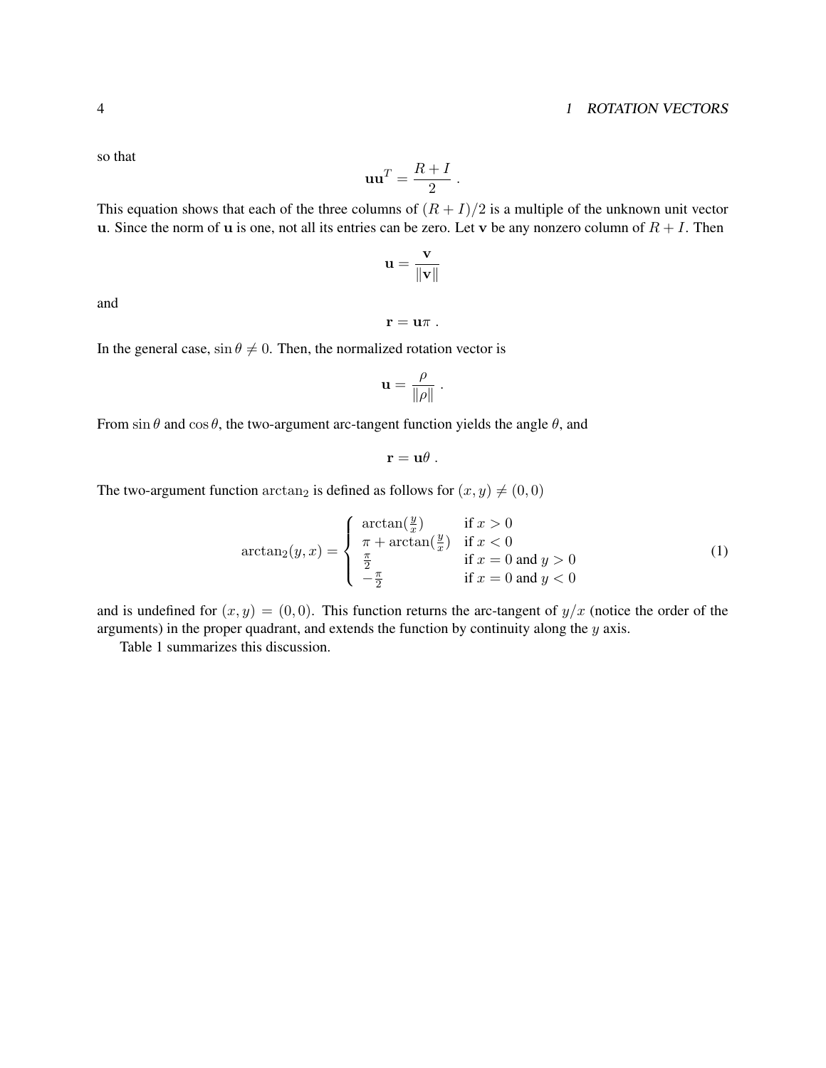so that

$$\mathbf{u}\mathbf{u}^T = \frac{R + I}{2} \; .$$

This equation shows that each of the three columns of $(R + I)/2$ is a multiple of the unknown unit vector $\mathbf{u}$. Since the norm of $\mathbf{u}$ is one, not all its entries can be zero. Let $\mathbf{v}$ be any nonzero column of $R + I$. Then

$$\mathbf{u} = \frac{\mathbf{v}}{\|\mathbf{v}\|}$$

and

$$\mathbf{r} = \mathbf{u}\pi \; .$$

In the general case, $\sin\theta \neq 0$. Then, the normalized rotation vector is

$$\mathbf{u} = \frac{\rho}{\|\rho\|} \; .$$

From $\sin\theta$ and $\cos\theta$, the two-argument arc-tangent function yields the angle $\theta$, and

$$\mathbf{r} = \mathbf{u}\theta \; .$$

The two-argument function $\arctan_2$ is defined as follows for $(x, y) \neq (0, 0)$

$$\arctan_2(y, x) = \begin{cases} \arctan(\frac{y}{x}) & \text{if } x > 0 \\ \pi + \arctan(\frac{y}{x}) & \text{if } x < 0 \\ \frac{\pi}{2} & \text{if } x = 0 \text{ and } y > 0 \\ -\frac{\pi}{2} & \text{if } x = 0 \text{ and } y < 0 \end{cases} \tag{1}$$

and is undefined for $(x, y) = (0, 0)$. This function returns the arc-tangent of $y/x$ (notice the order of the arguments) in the proper quadrant, and extends the function by continuity along the $y$ axis.

Table 1 summarizes this discussion.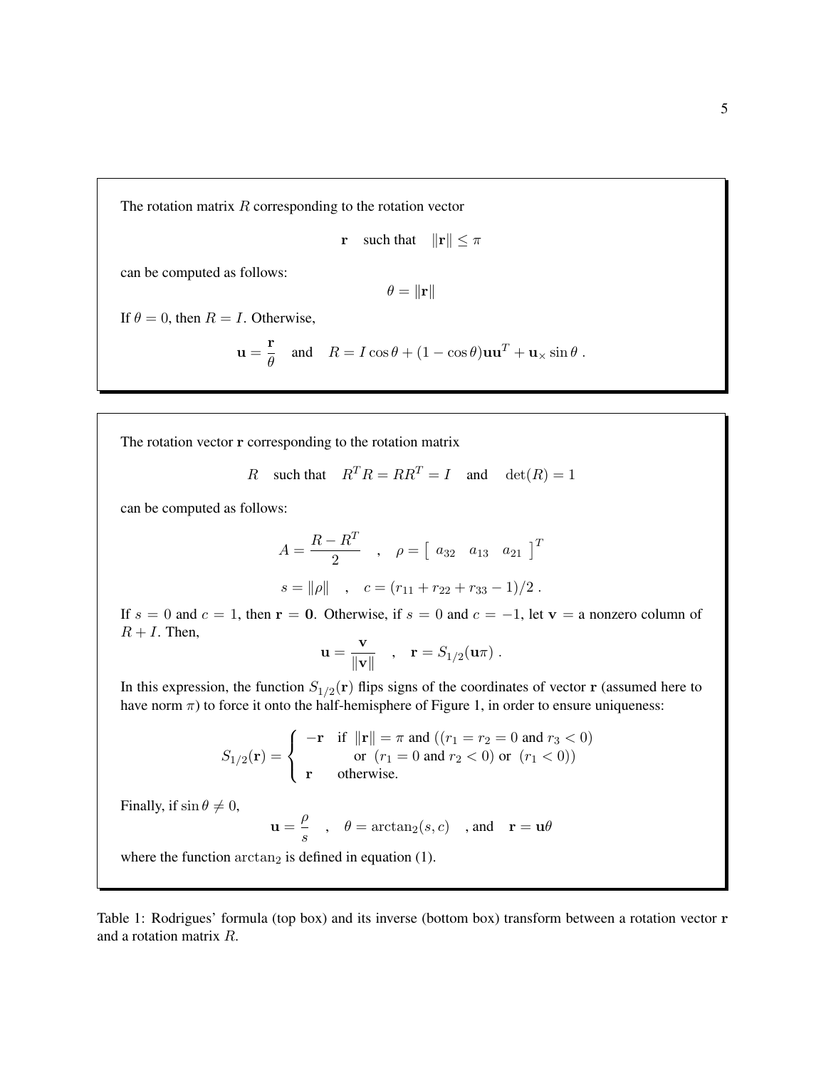The rotation matrix $R$ corresponding to the rotation vector

$$\mathbf{r} \quad \text{such that} \quad \|\mathbf{r}\| \leq \pi$$

can be computed as follows:

$$\theta = \|\mathbf{r}\|$$

If $\theta = 0$, then $R = I$. Otherwise,

$$\mathbf{u} = \frac{\mathbf{r}}{\theta} \quad \text{and} \quad R = I\cos\theta + (1 - \cos\theta)\mathbf{u}\mathbf{u}^T + \mathbf{u}_\times \sin\theta \; .$$

---

The rotation vector $\mathbf{r}$ corresponding to the rotation matrix

$$R \quad \text{such that} \quad R^T R = R R^T = I \quad \text{and} \quad \det(R) = 1$$

can be computed as follows:

$$A = \frac{R - R^T}{2} \quad , \quad \rho = \left[ \begin{array}{ccc} a_{32} & a_{13} & a_{21} \end{array} \right]^T$$

$$s = \|\rho\| \quad , \quad c = (r_{11} + r_{22} + r_{33} - 1)/2 \; .$$

If $s = 0$ and $c = 1$, then $\mathbf{r} = \mathbf{0}$. Otherwise, if $s = 0$ and $c = -1$, let $\mathbf{v} =$ a nonzero column of $R + I$. Then,

$$\mathbf{u} = \frac{\mathbf{v}}{\|\mathbf{v}\|} \quad , \quad \mathbf{r} = S_{1/2}(\mathbf{u}\pi) \; .$$

In this expression, the function $S_{1/2}(\mathbf{r})$ flips signs of the coordinates of vector $\mathbf{r}$ (assumed here to have norm $\pi$) to force it onto the half-hemisphere of Figure 1, in order to ensure uniqueness:

$$S_{1/2}(\mathbf{r}) = \left\{ \begin{array}{ll} -\mathbf{r} & \text{if } \|\mathbf{r}\| = \pi \text{ and } ((r_1 = r_2 = 0 \text{ and } r_3 < 0) \\ & \quad \text{or } (r_1 = 0 \text{ and } r_2 < 0) \text{ or } (r_1 < 0)) \\ \mathbf{r} & \text{otherwise.} \end{array} \right.$$

Finally, if $\sin\theta \neq 0$,

$$\mathbf{u} = \frac{\rho}{s} \quad , \quad \theta = \arctan_2(s, c) \quad \text{, and} \quad \mathbf{r} = \mathbf{u}\theta$$

where the function $\arctan_2$ is defined in equation (1).

Table 1: Rodrigues' formula (top box) and its inverse (bottom box) transform between a rotation vector $\mathbf{r}$ and a rotation matrix $R$.